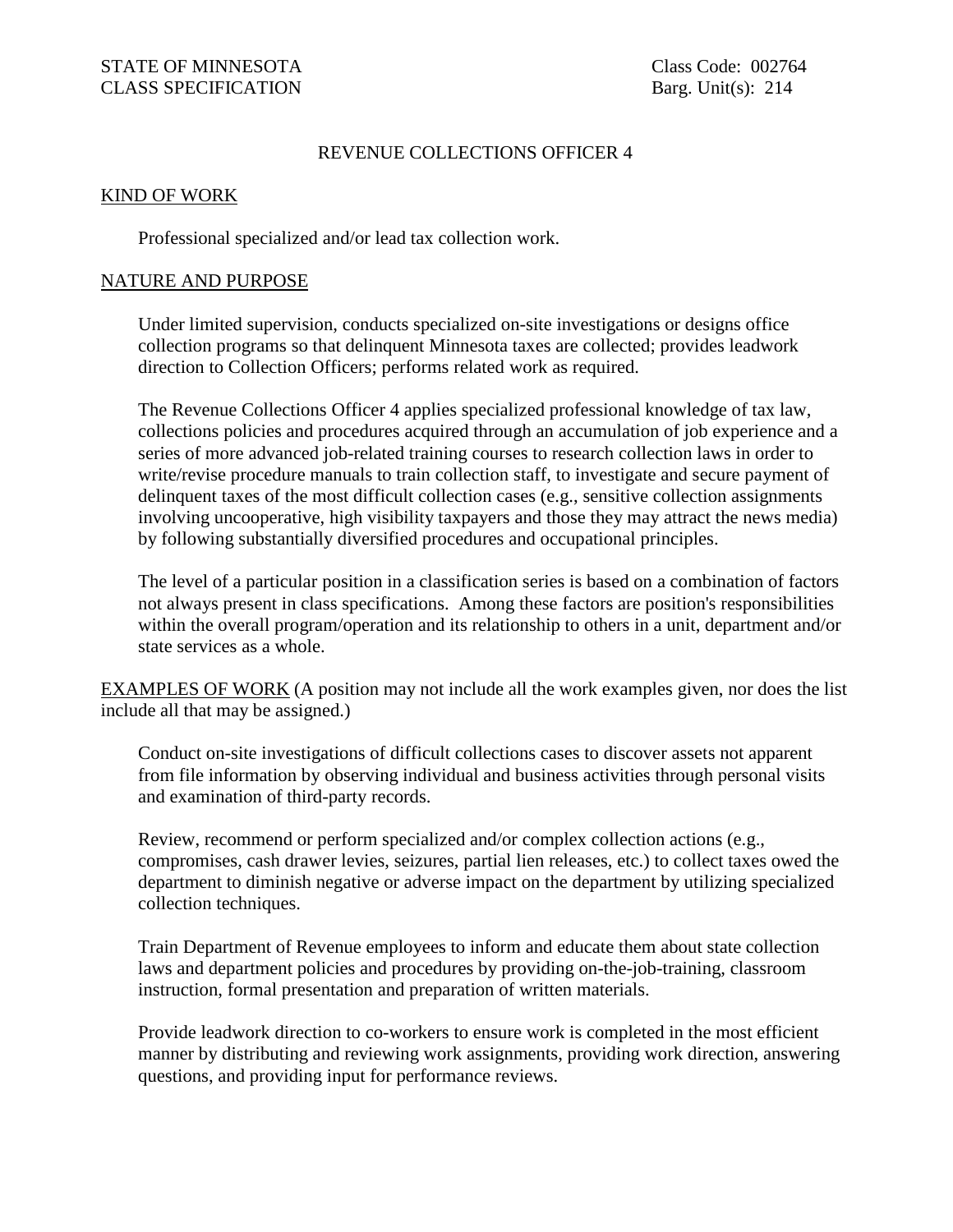STATE OF MINNESOTA
CLASS SPECIFICATION

Class Code: 002764
Barg. Unit(s): 214

# REVENUE COLLECTIONS OFFICER 4

## KIND OF WORK

Professional specialized and/or lead tax collection work.

## NATURE AND PURPOSE

Under limited supervision, conducts specialized on-site investigations or designs office collection programs so that delinquent Minnesota taxes are collected; provides leadwork direction to Collection Officers; performs related work as required.

The Revenue Collections Officer 4 applies specialized professional knowledge of tax law, collections policies and procedures acquired through an accumulation of job experience and a series of more advanced job-related training courses to research collection laws in order to write/revise procedure manuals to train collection staff, to investigate and secure payment of delinquent taxes of the most difficult collection cases (e.g., sensitive collection assignments involving uncooperative, high visibility taxpayers and those they may attract the news media) by following substantially diversified procedures and occupational principles.

The level of a particular position in a classification series is based on a combination of factors not always present in class specifications. Among these factors are position's responsibilities within the overall program/operation and its relationship to others in a unit, department and/or state services as a whole.

## EXAMPLES OF WORK (A position may not include all the work examples given, nor does the list include all that may be assigned.)

Conduct on-site investigations of difficult collections cases to discover assets not apparent from file information by observing individual and business activities through personal visits and examination of third-party records.

Review, recommend or perform specialized and/or complex collection actions (e.g., compromises, cash drawer levies, seizures, partial lien releases, etc.) to collect taxes owed the department to diminish negative or adverse impact on the department by utilizing specialized collection techniques.

Train Department of Revenue employees to inform and educate them about state collection laws and department policies and procedures by providing on-the-job-training, classroom instruction, formal presentation and preparation of written materials.

Provide leadwork direction to co-workers to ensure work is completed in the most efficient manner by distributing and reviewing work assignments, providing work direction, answering questions, and providing input for performance reviews.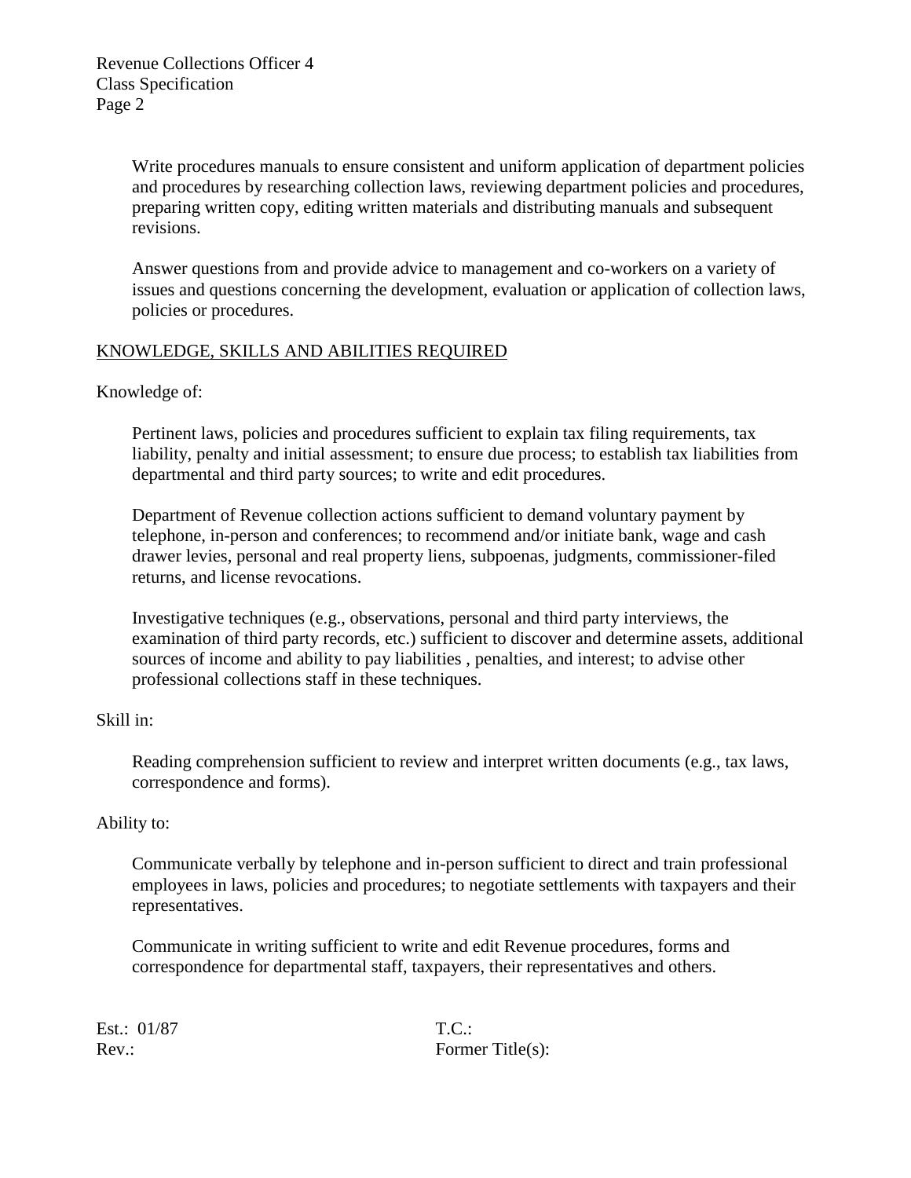Write procedures manuals to ensure consistent and uniform application of department policies and procedures by researching collection laws, reviewing department policies and procedures, preparing written copy, editing written materials and distributing manuals and subsequent revisions.

Answer questions from and provide advice to management and co-workers on a variety of issues and questions concerning the development, evaluation or application of collection laws, policies or procedures.

## KNOWLEDGE, SKILLS AND ABILITIES REQUIRED

Knowledge of:

Pertinent laws, policies and procedures sufficient to explain tax filing requirements, tax liability, penalty and initial assessment; to ensure due process; to establish tax liabilities from departmental and third party sources; to write and edit procedures.

Department of Revenue collection actions sufficient to demand voluntary payment by telephone, in-person and conferences; to recommend and/or initiate bank, wage and cash drawer levies, personal and real property liens, subpoenas, judgments, commissioner-filed returns, and license revocations.

Investigative techniques (e.g., observations, personal and third party interviews, the examination of third party records, etc.) sufficient to discover and determine assets, additional sources of income and ability to pay liabilities , penalties, and interest; to advise other professional collections staff in these techniques.

Skill in:

Reading comprehension sufficient to review and interpret written documents (e.g., tax laws, correspondence and forms).

Ability to:

Communicate verbally by telephone and in-person sufficient to direct and train professional employees in laws, policies and procedures; to negotiate settlements with taxpayers and their representatives.

Communicate in writing sufficient to write and edit Revenue procedures, forms and correspondence for departmental staff, taxpayers, their representatives and others.

Est.: 01/87
Rev.:

T.C.:
Former Title(s):